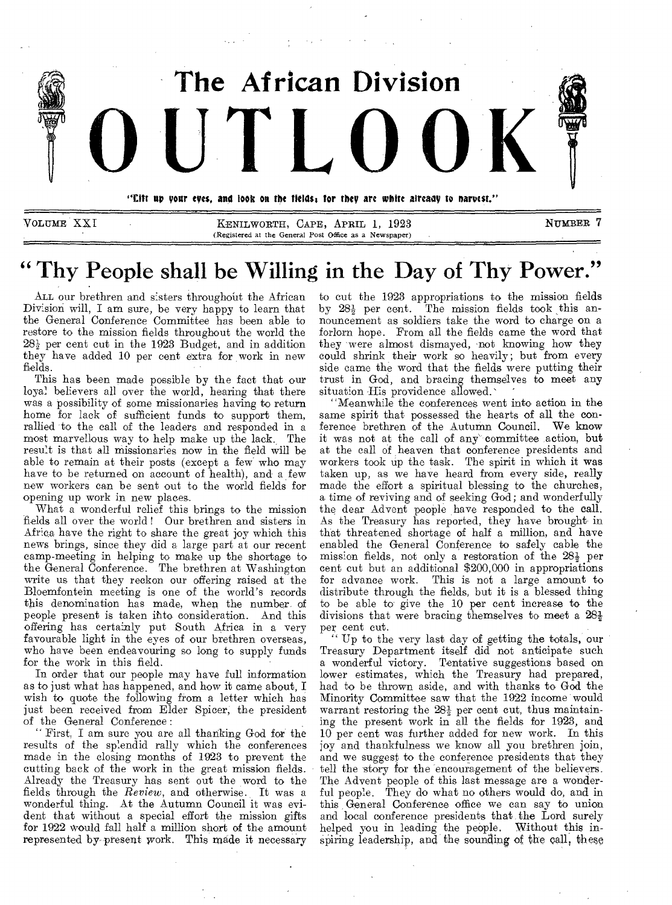# The African Division OUTLOOK

"Lift up your eyes, and look on the fields; for they are white already to harvest."

VOLUME XXI — KENILWORTH, CAPE, APRIL 1, 1923 — NUMBER 7

(Registered at the General Post Office as a Newspaper)

## "Thy People shall be Willing in the Day of Thy Power."

ALL our brethren and sisters throughout the African Division will, I am sure, be very happy to learn that the General Conference Committee has been able to restore to the mission fields throughout the world the 28½ per cent cut in the 1923 Budget, and in addition they have added 10 per cent extra for work in new fields.

This has been made possible by the fact that our loyal believers all over the world, hearing that there was a possibility of some missionaries having to return home for lack of sufficient funds to support them, rallied to the call of the leaders and responded in a most marvellous way to help make up the lack. The result is that all missionaries now in the field will be able to remain at their posts (except a few who may have to be returned on account of health), and a few new workers can be sent out to the world fields for opening up work in new places.

What a wonderful relief this brings to the mission fields all over the world! Our brethren and sisters in Africa have the right to share the great joy which this news brings, since they did a large part at our recent camp-meeting in helping to make up the shortage to the General Conference. The brethren at Washington write us that they reckon our offering raised at the Bloemfontein meeting is one of the world's records this denomination has made, when the number of people present is taken into consideration. And this offering has certainly put South Africa in a very favourable light in the eyes of our brethren overseas, who have been endeavouring so long to supply funds for the work in this field.

In order that our people may have full information as to just what has happened, and how it came about, I wish to quote the following from a letter which has just been received from Elder Spicer, the president of the General Conference:

"First, I am sure you are all thanking God for the results of the splendid rally which the conferences made in the closing months of 1923 to prevent the cutting back of the work in the great mission fields. Already the Treasury has sent out the word to the fields through the *Review*, and otherwise. It was a wonderful thing. At the Autumn Council it was evident that without a special effort the mission gifts for 1922 would fall half a million short of the amount represented by present work. This made it necessary to cut the 1923 appropriations to the mission fields by 28½ per cent. The mission fields took this announcement as soldiers take the word to charge on a forlorn hope. From all the fields came the word that they were almost dismayed, not knowing how they could shrink their work so heavily; but from every side came the word that the fields were putting their trust in God, and bracing themselves to meet any situation His providence allowed.

"Meanwhile the conferences went into action in the same spirit that possessed the hearts of all the conference brethren of the Autumn Council. We know it was not at the call of any committee action, but at the call of heaven that conference presidents and workers took up the task. The spirit in which it was taken up, as we have heard from every side, really made the effort a spiritual blessing to the churches, a time of reviving and of seeking God; and wonderfully the dear Advent people have responded to the call. As the Treasury has reported, they have brought in that threatened shortage of half a million, and have enabled the General Conference to safely cable the mission fields, not only a restoration of the 28½ per cent cut but an additional \$200,000 in appropriations for advance work. This is not a large amount to distribute through the fields, but it is a blessed thing to be able to give the 10 per cent increase to the divisions that were bracing themselves to meet a 28½ per cent cut.

"Up to the very last day of getting the totals, our Treasury Department itself did not anticipate such a wonderful victory. Tentative suggestions based on lower estimates, which the Treasury had prepared, had to be thrown aside, and with thanks to God the Minority Committee saw that the 1922 income would warrant restoring the 28½ per cent cut, thus maintaining the present work in all the fields for 1923, and 10 per cent was further added for new work. In this joy and thankfulness we know all you brethren join, and we suggest to the conference presidents that they tell the story for the encouragement of the believers. The Advent people of this last message are a wonderful people. They do what no others would do, and in this General Conference office we can say to union and local conference presidents that the Lord surely helped you in leading the people. Without this inspiring leadership, and the sounding of the call, these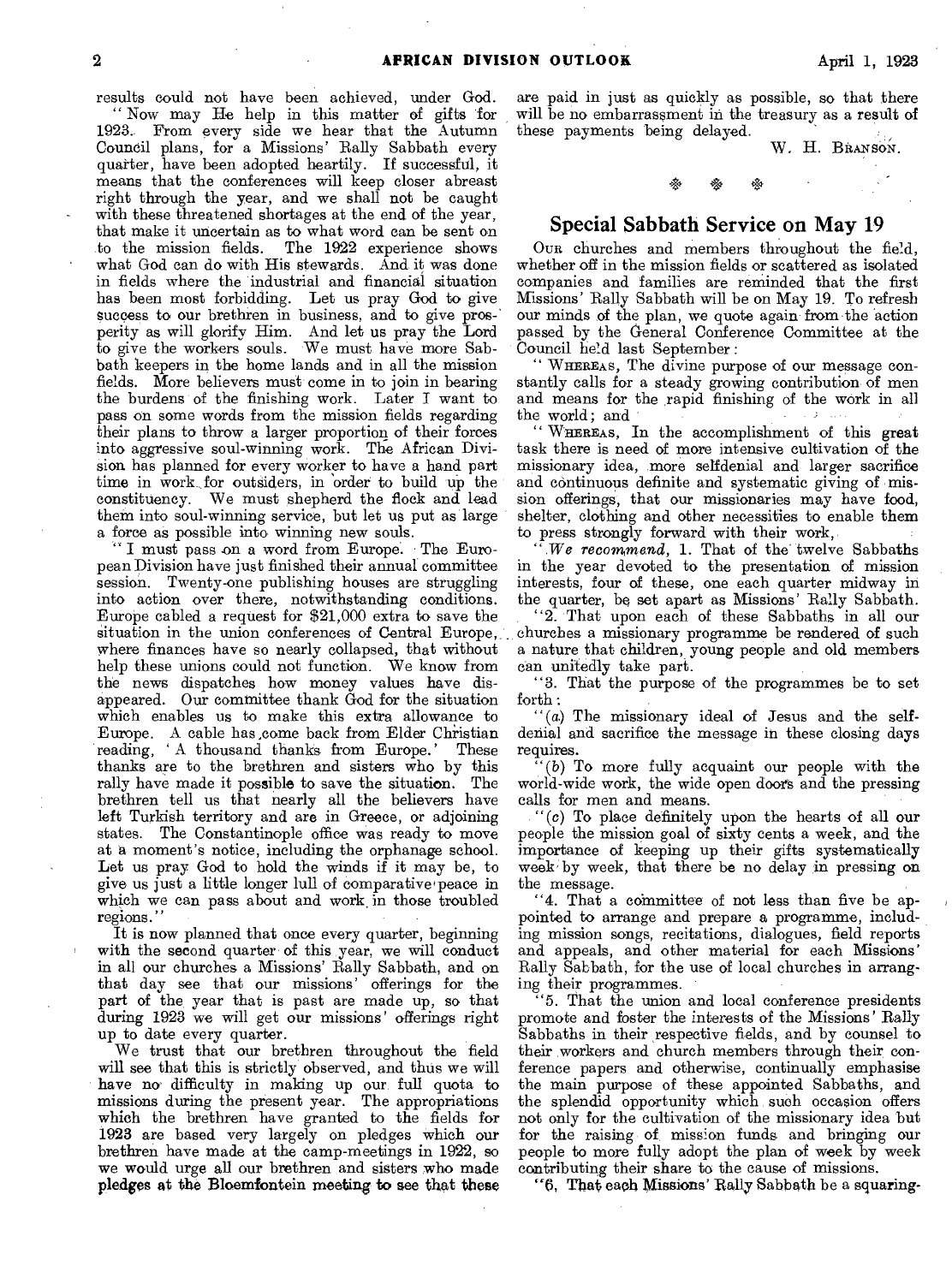results could not have been achieved, under God.

"Now may He help in this matter of gifts for 1923. From every side we hear that the Autumn Council plans, for a Missions' Rally Sabbath every quarter, have been adopted heartily. If successful, it means that the conferences will keep closer abreast right through the year, and we shall not be caught with these threatened shortages at the end of the year, that make it uncertain as to what word can be sent on to the mission fields. The 1922 experience shows what God can do with His stewards. And it was done in fields where the industrial and financial situation has been most forbidding. Let us pray God to give success to our brethren in business, and to give prosperity as will glorify Him. And let us pray the Lord to give the workers souls. We must have more Sabbath keepers in the home lands and in all the mission fields. More believers must come in to join in bearing the burdens of the finishing work. Later I want to pass on some words from the mission fields regarding their plans to throw a larger proportion of their forces into aggressive soul-winning work. The African Division has planned for every worker to have a hand part time in work for outsiders, in order to build up the constituency. We must shepherd the flock and lead them into soul-winning service, but let us put as large a force as possible into winning new souls.

"I must pass on a word from Europe. The European Division have just finished their annual committee session. Twenty-one publishing houses are struggling into action over there, notwithstanding conditions. Europe cabled a request for $21,000 extra to save the situation in the union conferences of Central Europe, where finances have so nearly collapsed, that without help these unions could not function. We know from the news dispatches how money values have disappeared. Our committee thank God for the situation which enables us to make this extra allowance to Europe. A cable has come back from Elder Christian reading, 'A thousand thanks from Europe.' These thanks are to the brethren and sisters who by this rally have made it possible to save the situation. The brethren tell us that nearly all the believers have left Turkish territory and are in Greece, or adjoining states. The Constantinople office was ready to move at a moment's notice, including the orphanage school. Let us pray God to hold the winds if it may be, to give us just a little longer lull of comparative peace in which we can pass about and work in those troubled regions."

It is now planned that once every quarter, beginning with the second quarter of this year, we will conduct in all our churches a Missions' Rally Sabbath, and on that day see that our missions' offerings for the part of the year that is past are made up, so that during 1923 we will get our missions' offerings right up to date every quarter.

We trust that our brethren throughout the field will see that this is strictly observed, and thus we will have no difficulty in making up our full quota to missions during the present year. The appropriations which the brethren have granted to the fields for 1923 are based very largely on pledges which our brethren have made at the camp-meetings in 1922, so we would urge all our brethren and sisters who made pledges at the Bloemfontein meeting to see that these are paid in just as quickly as possible, so that there will be no embarrassment in the treasury as a result of these payments being delayed.

W. H. BRANSON.

## Special Sabbath Service on May 19

OUR churches and members throughout the field, whether off in the mission fields or scattered as isolated companies and families are reminded that the first Missions' Rally Sabbath will be on May 19. To refresh our minds of the plan, we quote again from the action passed by the General Conference Committee at the Council held last September:

"WHEREAS, The divine purpose of our message constantly calls for a steady growing contribution of men and means for the rapid finishing of the work in all the world; and

"WHEREAS, In the accomplishment of this great task there is need of more intensive cultivation of the missionary idea, more selfdenial and larger sacrifice and continuous definite and systematic giving of mission offerings, that our missionaries may have food, shelter, clothing and other necessities to enable them to press strongly forward with their work,

"*We recommend*, 1. That of the twelve Sabbaths in the year devoted to the presentation of mission interests, four of these, one each quarter midway in the quarter, be set apart as Missions' Rally Sabbath.

"2. That upon each of these Sabbaths in all our churches a missionary programme be rendered of such a nature that children, young people and old members can unitedly take part.

"3. That the purpose of the programmes be to set forth:

"(*a*) The missionary ideal of Jesus and the selfdenial and sacrifice the message in these closing days requires.

"(*b*) To more fully acquaint our people with the world-wide work, the wide open doors and the pressing calls for men and means.

"(*c*) To place definitely upon the hearts of all our people the mission goal of sixty cents a week, and the importance of keeping up their gifts systematically week by week, that there be no delay in pressing on the message.

"4. That a committee of not less than five be appointed to arrange and prepare a programme, including mission songs, recitations, dialogues, field reports and appeals, and other material for each Missions' Rally Sabbath, for the use of local churches in arranging their programmes.

"5. That the union and local conference presidents promote and foster the interests of the Missions' Rally Sabbaths in their respective fields, and by counsel to their workers and church members through their conference papers and otherwise, continually emphasise the main purpose of these appointed Sabbaths, and the splendid opportunity which such occasion offers not only for the cultivation of the missionary idea but for the raising of mission funds and bringing our people to more fully adopt the plan of week by week contributing their share to the cause of missions.

"6. That each Missions' Rally Sabbath be a squaring-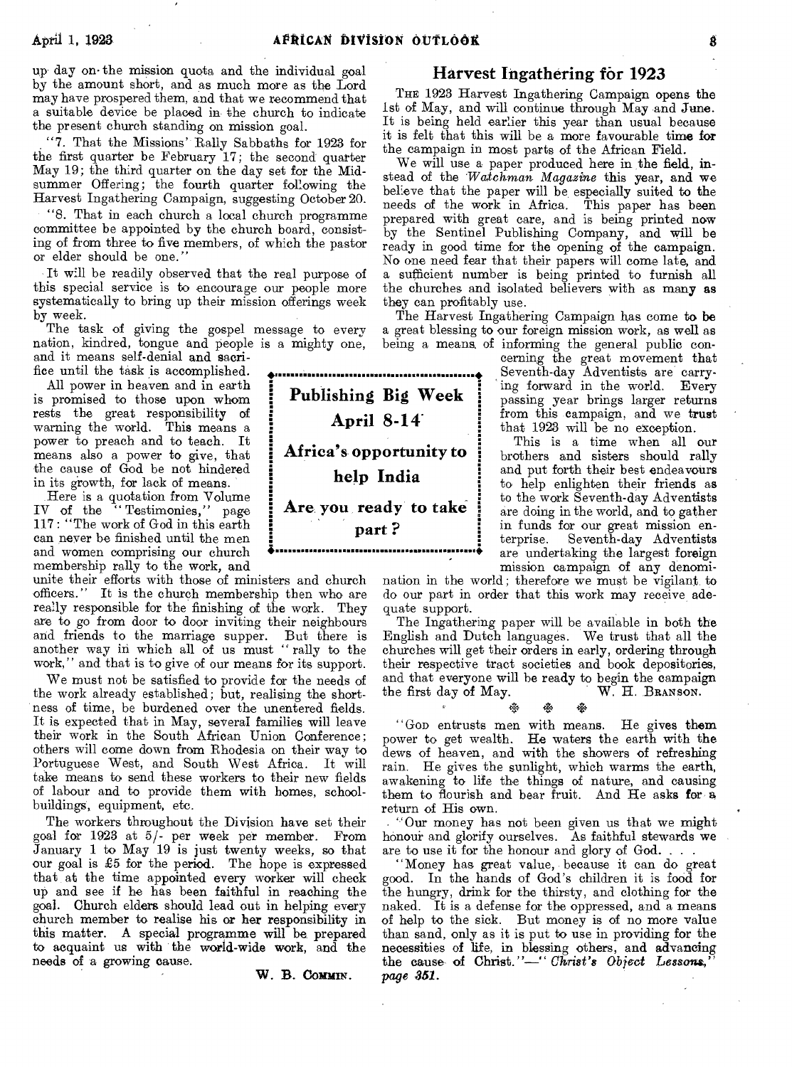up day on the mission quota and the individual goal by the amount short, and as much more as the Lord may have prospered them, and that we recommend that a suitable device be placed in the church to indicate the present church standing on mission goal.

"7. That the Missions' Rally Sabbaths for 1923 for the first quarter be February 17; the second quarter May 19; the third quarter on the day set for the Midsummer Offering; the fourth quarter following the Harvest Ingathering Campaign, suggesting October 20.

"8. That in each church a local church programme committee be appointed by the church board, consisting of from three to five members, of which the pastor or elder should be one."

It will be readily observed that the real purpose of this special service is to encourage our people more systematically to bring up their mission offerings week by week.

The task of giving the gospel message to every nation, kindred, tongue and people is a mighty one, and it means self-denial and sacrifice until the task is accomplished.

All power in heaven and in earth is promised to those upon whom rests the great responsibility of warning the world. This means a power to preach and to teach. It means also a power to give, that the cause of God be not hindered in its growth, for lack of means.

Here is a quotation from Volume IV of the "Testimonies," page 117: "The work of God in this earth can never be finished until the men and women comprising our church membership rally to the work, and unite their efforts with those of ministers and church officers." It is the church membership then who are really responsible for the finishing of the work. They are to go from door to door inviting their neighbours and friends to the marriage supper. But there is another way in which all of us must "rally to the work," and that is to give of our means for its support.

We must not be satisfied to provide for the needs of the work already established; but, realising the shortness of time, be burdened over the unentered fields. It is expected that in May, several families will leave their work in the South African Union Conference; others will come down from Rhodesia on their way to Portuguese West, and South West Africa. It will take means to send these workers to their new fields of labour and to provide them with homes, school-buildings, equipment, etc.

The workers throughout the Division have set their goal for 1923 at 5/- per week per member. From January 1 to May 19 is just twenty weeks, so that our goal is £5 for the period. The hope is expressed that at the time appointed every worker will check up and see if he has been faithful in reaching the goal. Church elders should lead out in helping every church member to realise his or her responsibility in this matter. A special programme will be prepared to acquaint us with the world-wide work, and the needs of a growing cause.

W. B. COMMIN.

**Publishing Big Week**
**April 8-14**
**Africa's opportunity to help India**
**Are you ready to take part?**

## Harvest Ingathering for 1923

THE 1923 Harvest Ingathering Campaign opens the 1st of May, and will continue through May and June. It is being held earlier this year than usual because it is felt that this will be a more favourable time for the campaign in most parts of the African Field.

We will use a paper produced here in the field, instead of the *Watchman Magazine* this year, and we believe that the paper will be especially suited to the needs of the work in Africa. This paper has been prepared with great care, and is being printed now by the Sentinel Publishing Company, and will be ready in good time for the opening of the campaign. No one need fear that their papers will come late, and a sufficient number is being printed to furnish all the churches and isolated believers with as many as they can profitably use.

The Harvest Ingathering Campaign has come to be a great blessing to our foreign mission work, as well as being a means of informing the general public concerning the great movement that Seventh-day Adventists are carrying forward in the world. Every passing year brings larger returns from this campaign, and we trust that 1923 will be no exception.

This is a time when all our brothers and sisters should rally and put forth their best endeavours to help enlighten their friends as to the work Seventh-day Adventists are doing in the world, and to gather in funds for our great mission enterprise. Seventh-day Adventists are undertaking the largest foreign mission campaign of any denomination in the world; therefore we must be vigilant to do our part in order that this work may receive adequate support.

The Ingathering paper will be available in both the English and Dutch languages. We trust that all the churches will get their orders in early, ordering through their respective tract societies and book depositories, and that everyone will be ready to begin the campaign the first day of May.

W. H. BRANSON.

❊ ❊ ❊

"GOD entrusts men with means. He gives them power to get wealth. He waters the earth with the dews of heaven, and with the showers of refreshing rain. He gives the sunlight, which warms the earth, awakening to life the things of nature, and causing them to flourish and bear fruit. And He asks for a return of His own.

"Our money has not been given us that we might honour and glorify ourselves. As faithful stewards we are to use it for the honour and glory of God. . . .

"Money has great value, because it can do great good. In the hands of God's children it is food for the hungry, drink for the thirsty, and clothing for the naked. It is a defense for the oppressed, and a means of help to the sick. But money is of no more value than sand, only as it is put to use in providing for the necessities of life, in blessing others, and advancing the cause of Christ."—*"Christ's Object Lessons," page 351.*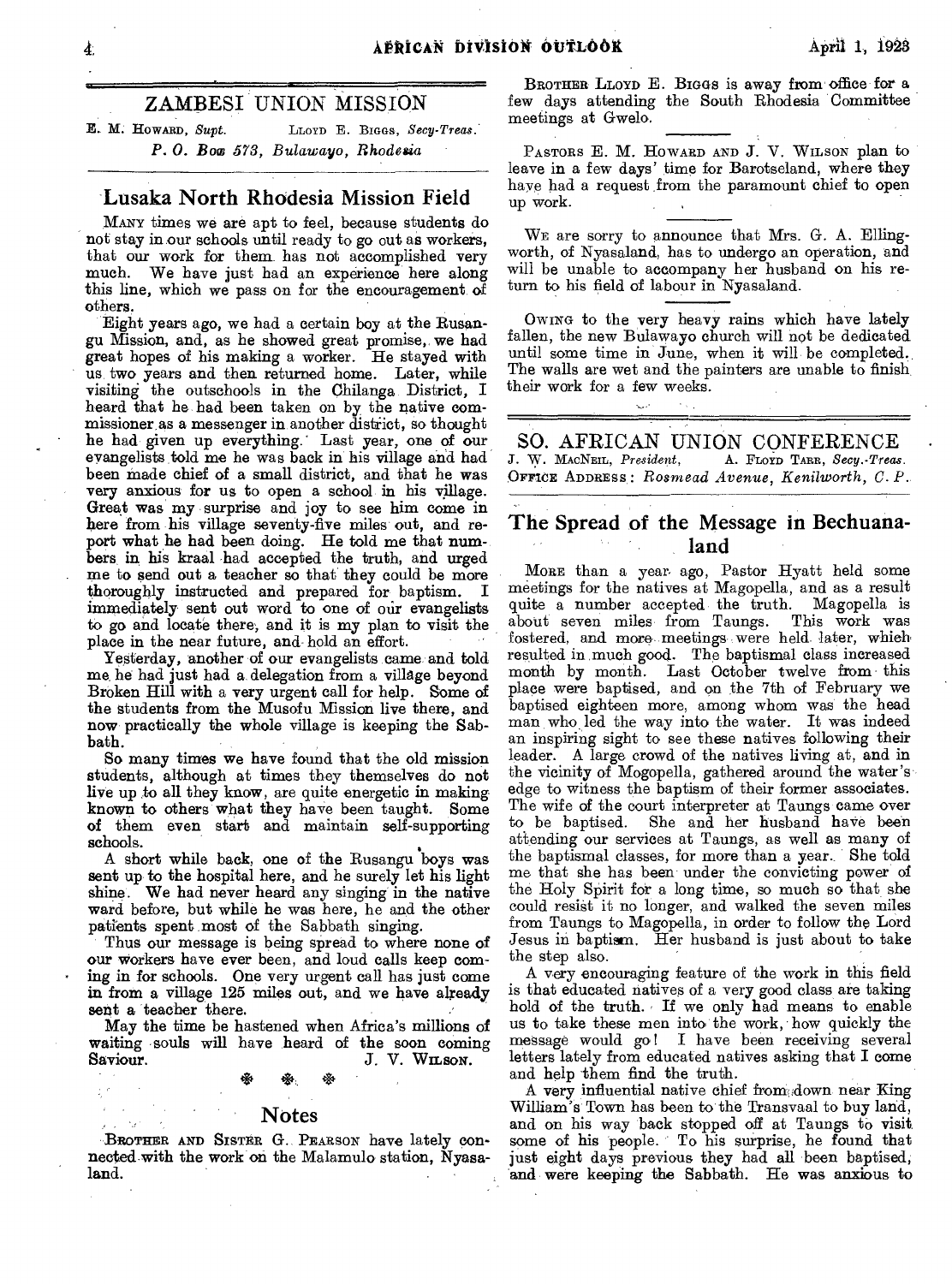## ZAMBESI UNION MISSION

E. M. HOWARD, *Supt.* LLOYD E. BIGGS, *Secy-Treas.*
*P. O. Box 573, Bulawayo, Rhodesia*

### Lusaka North Rhodesia Mission Field

MANY times we are apt to feel, because students do not stay in our schools until ready to go out as workers, that our work for them has not accomplished very much. We have just had an experience here along this line, which we pass on for the encouragement of others.

Eight years ago, we had a certain boy at the Rusangu Mission, and, as he showed great promise, we had great hopes of his making a worker. He stayed with us two years and then returned home. Later, while visiting the outschools in the Chilanga District, I heard that he had been taken on by the native commissioner as a messenger in another district, so thought he had given up everything. Last year, one of our evangelists told me he was back in his village and had been made chief of a small district, and that he was very anxious for us to open a school in his village. Great was my surprise and joy to see him come in here from his village seventy-five miles out, and report what he had been doing. He told me that numbers in his kraal had accepted the truth, and urged me to send out a teacher so that they could be more thoroughly instructed and prepared for baptism. I immediately sent out word to one of our evangelists to go and locate there, and it is my plan to visit the place in the near future, and hold an effort.

Yesterday, another of our evangelists came and told me he had just had a delegation from a village beyond Broken Hill with a very urgent call for help. Some of the students from the Musofu Mission live there, and now practically the whole village is keeping the Sabbath.

So many times we have found that the old mission students, although at times they themselves do not live up to all they know, are quite energetic in making known to others what they have been taught. Some of them even start and maintain self-supporting schools.

A short while back, one of the Rusangu boys was sent up to the hospital here, and he surely let his light shine. We had never heard any singing in the native ward before, but while he was here, he and the other patients spent most of the Sabbath singing.

Thus our message is being spread to where none of our workers have ever been, and loud calls keep coming in for schools. One very urgent call has just come in from a village 125 miles out, and we have already sent a teacher there.

May the time be hastened when Africa's millions of waiting souls will have heard of the soon coming Saviour.

J. V. WILSON.

### Notes

BROTHER AND SISTER G. PEARSON have lately connected with the work on the Malamulo station, Nyasaland.

BROTHER LLOYD E. BIGGS is away from office for a few days attending the South Rhodesia Committee meetings at Gwelo.

PASTORS E. M. HOWARD AND J. V. WILSON plan to leave in a few days' time for Barotseland, where they have had a request from the paramount chief to open up work.

WE are sorry to announce that Mrs. G. A. Ellingworth, of Nyasaland, has to undergo an operation, and will be unable to accompany her husband on his return to his field of labour in Nyasaland.

OWING to the very heavy rains which have lately fallen, the new Bulawayo church will not be dedicated until some time in June, when it will be completed. The walls are wet and the painters are unable to finish their work for a few weeks.

## SO. AFRICAN UNION CONFERENCE

J. W. MACNEIL, *President*, A. FLOYD TARR, *Secy.-Treas.*
OFFICE ADDRESS: *Rosmead Avenue, Kenilworth, C. P.*

### The Spread of the Message in Bechuanaland

MORE than a year ago, Pastor Hyatt held some meetings for the natives at Magopella, and as a result quite a number accepted the truth. Magopella is about seven miles from Taungs. This work was fostered, and more meetings were held later, which resulted in much good. The baptismal class increased month by month. Last October twelve from this place were baptised, and on the 7th of February we baptised eighteen more, among whom was the head man who led the way into the water. It was indeed an inspiring sight to see these natives following their leader. A large crowd of the natives living at, and in the vicinity of Mogopella, gathered around the water's edge to witness the baptism of their former associates. The wife of the court interpreter at Taungs came over to be baptised. She and her husband have been attending our services at Taungs, as well as many of the baptismal classes, for more than a year. She told me that she has been under the convicting power of the Holy Spirit for a long time, so much so that she could resist it no longer, and walked the seven miles from Taungs to Magopella, in order to follow the Lord Jesus in baptism. Her husband is just about to take the step also.

A very encouraging feature of the work in this field is that educated natives of a very good class are taking hold of the truth. If we only had means to enable us to take these men into the work, how quickly the message would go! I have been receiving several letters lately from educated natives asking that I come and help them find the truth.

A very influential native chief from down near King William's Town has been to the Transvaal to buy land, and on his way back stopped off at Taungs to visit some of his people. To his surprise, he found that just eight days previous they had all been baptised, and were keeping the Sabbath. He was anxious to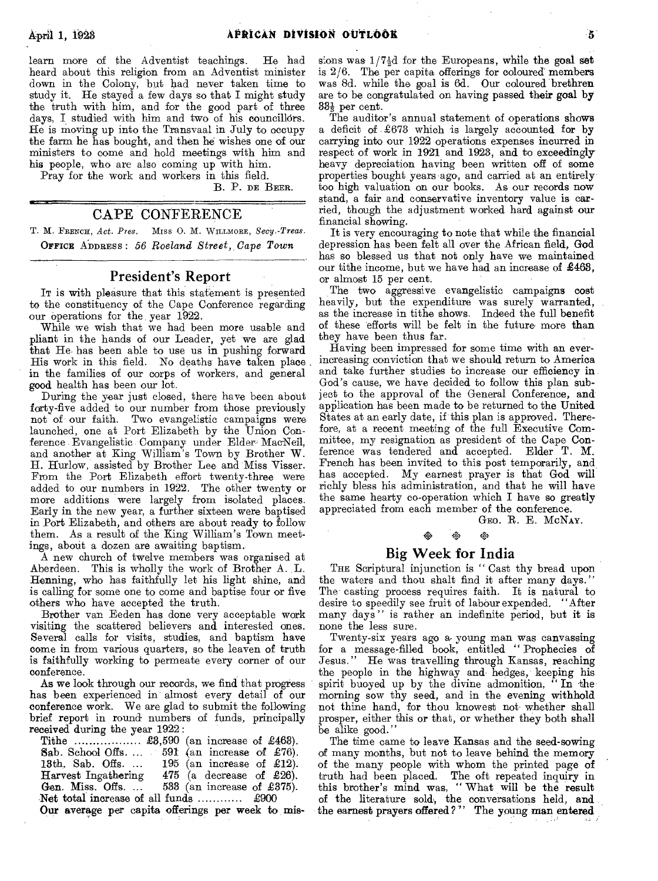learn more of the Adventist teachings. He had heard about this religion from an Adventist minister down in the Colony, but had never taken time to study it. He stayed a few days so that I might study the truth with him, and for the good part of three days, I studied with him and two of his councillors. He is moving up into the Transvaal in July to occupy the farm he has bought, and then he wishes one of our ministers to come and hold meetings with him and his people, who are also coming up with him.

Pray for the work and workers in this field.

B. P. DE BEER.

## CAPE CONFERENCE

T. M. FRENCH, *Act. Pres.* MISS O. M. WILLMORE, *Secy.-Treas.*

OFFICE ADDRESS: *56 Roeland Street, Cape Town*

### President's Report

IT is with pleasure that this statement is presented to the constituency of the Cape Conference regarding our operations for the year 1922.

While we wish that we had been more usable and pliant in the hands of our Leader, yet we are glad that He has been able to use us in pushing forward His work in this field. No deaths have taken place in the families of our corps of workers, and general good health has been our lot.

During the year just closed, there have been about forty-five added to our number from those previously not of our faith. Two evangelistic campaigns were launched, one at Port Elizabeth by the Union Conference Evangelistic Company under Elder MacNeil, and another at King William's Town by Brother W. H. Hurlow, assisted by Brother Lee and Miss Visser. From the Port Elizabeth effort twenty-three were added to our numbers in 1922. The other twenty or more additions were largely from isolated places. Early in the new year, a further sixteen were baptised in Port Elizabeth, and others are about ready to follow them. As a result of the King William's Town meetings, about a dozen are awaiting baptism.

A new church of twelve members was organised at Aberdeen. This is wholly the work of Brother A. L. Henning, who has faithfully let his light shine, and is calling for some one to come and baptise four or five others who have accepted the truth.

Brother van Eeden has done very acceptable work visiting the scattered believers and interested ones. Several calls for visits, studies, and baptism have come in from various quarters, so the leaven of truth is faithfully working to permeate every corner of our conference.

As we look through our records, we find that progress has been experienced in almost every detail of our conference work. We are glad to submit the following brief report in round numbers of funds, principally received during the year 1922:

| | | |
|---|---|---|
| Tithe .................. | £3,590 | (an increase of £463). |
| Sab. School Offs. ... | 591 | (an increase of £76). |
| 13th. Sab. Offs. ... | 195 | (an increase of £12). |
| Harvest Ingathering | 475 | (a decrease of £26). |
| Gen. Miss. Offs. ... | 533 | (an increase of £375). |
| Net total increase of all funds ............ | £900 | |

Our average per capita offerings per week to missions was 1/7½d for the Europeans, while the goal set is 2/6. The per capita offerings for coloured members was 8d. while the goal is 6d. Our coloured brethren are to be congratulated on having passed their goal by 33⅓ per cent.

The auditor's annual statement of operations shows a deficit of £673 which is largely accounted for by carrying into our 1922 operations expenses incurred in respect of work in 1921 and 1923, and to exceedingly heavy depreciation having been written off of some properties bought years ago, and carried at an entirely too high valuation on our books. As our records now stand, a fair and conservative inventory value is carried, though the adjustment worked hard against our financial showing.

It is very encouraging to note that while the financial depression has been felt all over the African field, God has so blessed us that not only have we maintained our tithe income, but we have had an increase of £463, or almost 15 per cent.

The two aggressive evangelistic campaigns cost heavily, but the expenditure was surely warranted, as the increase in tithe shows. Indeed the full benefit of these efforts will be felt in the future more than they have been thus far.

Having been impressed for some time with an ever-increasing conviction that we should return to America and take further studies to increase our efficiency in God's cause, we have decided to follow this plan subject to the approval of the General Conference, and application has been made to be returned to the United States at an early date, if this plan is approved. Therefore, at a recent meeting of the full Executive Committee, my resignation as president of the Cape Conference was tendered and accepted. Elder T. M. French has been invited to this post temporarily, and has accepted. My earnest prayer is that God will richly bless his administration, and that he will have the same hearty co-operation which I have so greatly appreciated from each member of the conference.

GEO. R. E. MCNAY.

### Big Week for India

THE Scriptural injunction is "Cast thy bread upon the waters and thou shalt find it after many days." The casting process requires faith. It is natural to desire to speedily see fruit of labour expended. "After many days" is rather an indefinite period, but it is none the less sure.

Twenty-six years ago a young man was canvassing for a message-filled book, entitled "Prophecies of Jesus." He was travelling through Kansas, reaching the people in the highway and hedges, keeping his spirit buoyed up by the divine admonition, "In the morning sow thy seed, and in the evening withhold not thine hand, for thou knowest not whether shall prosper, either this or that, or whether they both shall be alike good."

The time came to leave Kansas and the seed-sowing of many months, but not to leave behind the memory of the many people with whom the printed page of truth had been placed. The oft repeated inquiry in this brother's mind was, "What will be the result of the literature sold, the conversations held, and the earnest prayers offered?" The young man entered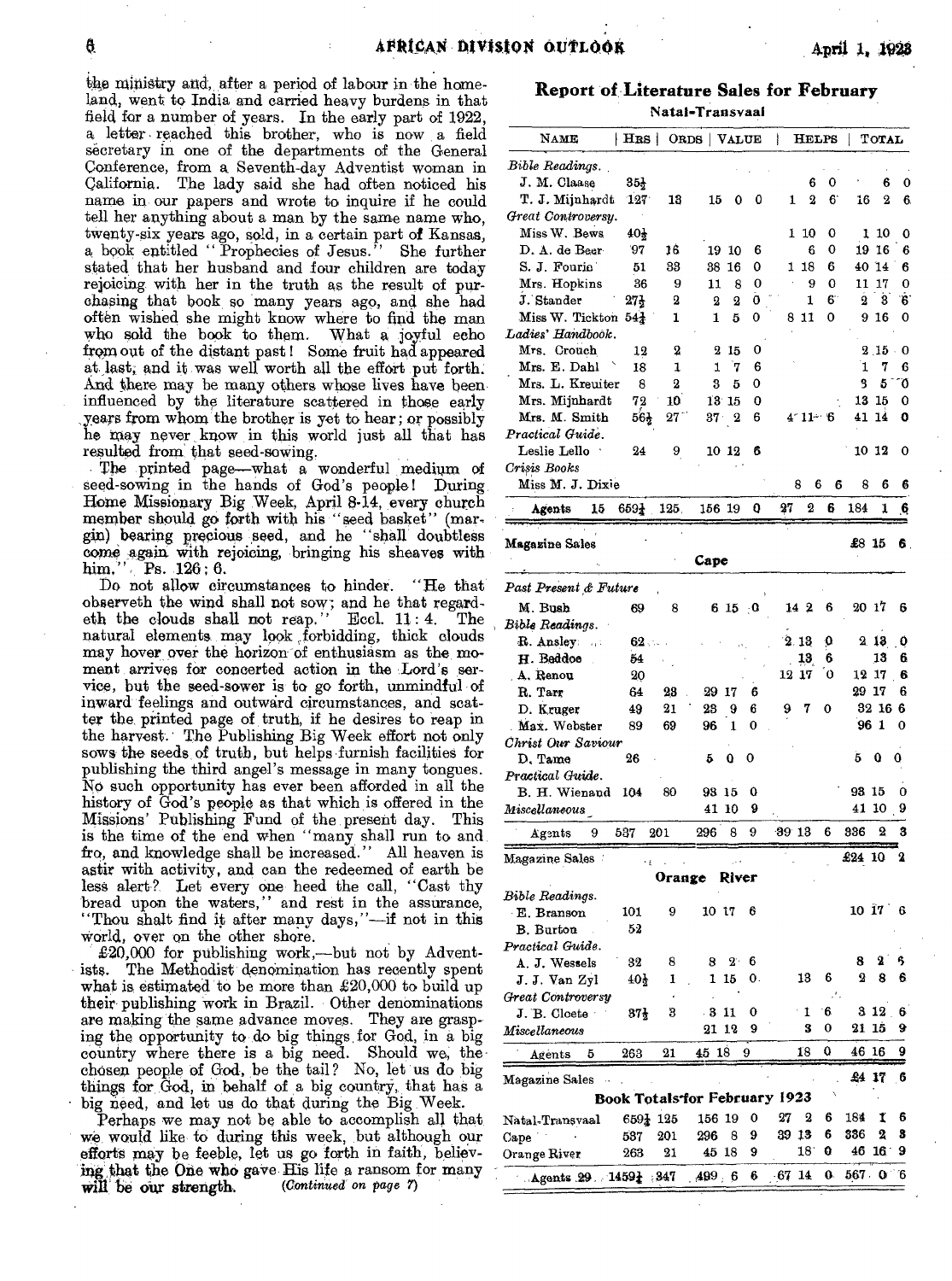the ministry and, after a period of labour in the homeland, went to India and carried heavy burdens in that field for a number of years. In the early part of 1922, a letter reached this brother, who is now a field secretary in one of the departments of the General Conference, from a Seventh-day Adventist woman in California. The lady said she had often noticed his name in our papers and wrote to inquire if he could tell her anything about a man by the same name who, twenty-six years ago, sold, in a certain part of Kansas, a book entitled "Prophecies of Jesus." She further stated that her husband and four children are today rejoicing with her in the truth as the result of purchasing that book so many years ago, and she had often wished she might know where to find the man who sold the book to them. What a joyful echo from out of the distant past! Some fruit had appeared at last, and it was well worth all the effort put forth. And there may be many others whose lives have been influenced by the literature scattered in those early years from whom the brother is yet to hear; or possibly he may never know in this world just all that has resulted from that seed-sowing.

The printed page—what a wonderful medium of seed-sowing in the hands of God's people! During Home Missionary Big Week, April 8-14, every church member should go forth with his "seed basket" (margin) bearing precious seed, and he "shall doubtless come again with rejoicing, bringing his sheaves with him." Ps. 126: 6.

Do not allow circumstances to hinder. "He that observeth the wind shall not sow; and he that regardeth the clouds shall not reap." Eccl. 11: 4. The natural elements may look forbidding, thick clouds may hover over the horizon of enthusiasm as the moment arrives for concerted action in the Lord's service, but the seed-sower is to go forth, unmindful of inward feelings and outward circumstances, and scatter the printed page of truth, if he desires to reap in the harvest. The Publishing Big Week effort not only sows the seeds of truth, but helps furnish facilities for publishing the third angel's message in many tongues. No such opportunity has ever been afforded in all the history of God's people as that which is offered in the Missions' Publishing Fund of the present day. This is the time of the end when "many shall run to and fro, and knowledge shall be increased." All heaven is astir with activity, and can the redeemed of earth be less alert? Let every one heed the call, "Cast thy bread upon the waters," and rest in the assurance, "Thou shalt find it after many days,"—if not in this world, over on the other shore.

£20,000 for publishing work,—but not by Adventists. The Methodist denomination has recently spent what is estimated to be more than £20,000 to build up their publishing work in Brazil. Other denominations are making the same advance moves. They are grasping the opportunity to do big things for God, in a big country where there is a big need. Should we, the chosen people of God, be the tail? No, let us do big things for God, in behalf of a big country, that has a big need, and let us do that during the Big Week.

Perhaps we may not be able to accomplish all that we would like to during this week, but although our efforts may be feeble, let us go forth in faith, believing that the One who gave His life a ransom for many will be our strength. *(Continued on page 7)*

## Report of Literature Sales for February

### Natal-Transvaal

| NAME | HRS | ORDS | VALUE | HELPS | TOTAL |
|---|---|---|---|---|---|
| *Bible Readings.* | | | | | |
| J. M. Claase | 35½ | | | 6 0 | 6 0 |
| T. J. Mijnhardt | 127 | 13 | 15 0 0 | 1 2 6 | 16 2 6 |
| *Great Controversy.* | | | | | |
| Miss W. Bews | 40½ | | | 1 10 0 | 1 10 0 |
| D. A. de Beer | 97 | 16 | 19 10 6 | 6 0 | 19 16 6 |
| S. J. Fourie | 51 | 33 | 38 16 0 | 1 18 6 | 40 14 6 |
| Mrs. Hopkins | 36 | 9 | 11 8 0 | 9 0 | 11 17 0 |
| J. Stander | 27½ | 2 | 2 2 0 | 1 6 | 2 3 6 |
| Miss W. Tickton | 54½ | 1 | 1 5 0 | 8 11 0 | 9 16 0 |
| *Ladies' Handbook.* | | | | | |
| Mrs. Crouch | 12 | 2 | 2 15 0 | | 2 15 0 |
| Mrs. E. Dahl | 18 | 1 | 1 7 6 | | 1 7 6 |
| Mrs. L. Kreuiter | 8 | 2 | 3 5 0 | | 3 5 0 |
| Mrs. Mijnhardt | 72 | 10 | 13 15 0 | | 13 15 0 |
| Mrs. M. Smith | 56½ | 27 | 37 2 6 | 4 11 6 | 41 14 0 |
| *Practical Guide.* | | | | | |
| Leslie Lello | 24 | 9 | 10 12 6 | | 10 12 0 |
| *Crisis Books* | | | | | |
| Miss M. J. Dixie | | | | 8 6 6 | 8 6 6 |
| **Agents 15** | 659½ | 125 | 156 19 0 | 27 2 6 | 184 1 6 |
| Magazine Sales | | | | | £8 15 6 |

### Cape

| NAME | HRS | ORDS | VALUE | HELPS | TOTAL |
|---|---|---|---|---|---|
| *Past Present & Future* | | | | | |
| M. Bush | 69 | 8 | 6 15 0 | 14 2 6 | 20 17 6 |
| *Bible Readings.* | | | | | |
| R. Ansley | 62 | | | 2 13 0 | 2 13 0 |
| H. Beddoe | 54 | | | 13 6 | 13 6 |
| A. Renou | 20 | | | 12 17 0 | 12 17 6 |
| R. Tarr | 64 | 23 | 29 17 6 | | 29 17 6 |
| D. Kruger | 49 | 21 | 23 9 6 | 9 7 0 | 32 16 6 |
| Max. Webster | 89 | 69 | 96 1 0 | | 96 1 0 |
| *Christ Our Saviour* | | | | | |
| D. Tame | 26 | | 5 0 0 | | 5 0 0 |
| *Practical Guide.* | | | | | |
| B. H. Wienand | 104 | 80 | 93 15 0 | | 93 15 0 |
| *Miscellaneous* | | | 41 10 9 | | 41 10 9 |
| **Agents 9** | 537 | 201 | 296 8 9 | 39 13 6 | 336 2 3 |
| Magazine Sales | | | | | £24 10 2 |

### Orange River

| NAME | HRS | ORDS | VALUE | HELPS | TOTAL |
|---|---|---|---|---|---|
| *Bible Readings.* | | | | | |
| E. Branson | 101 | 9 | 10 17 6 | | 10 17 6 |
| B. Burton | 52 | | | | |
| *Practical Guide.* | | | | | |
| A. J. Wessels | 32 | 8 | 8 2 6 | | 8 2 6 |
| J. J. Van Zyl | 40½ | 1 | 1 15 0 | 13 6 | 2 8 6 |
| *Great Controversy* | | | | | |
| J. B. Cloete | 37½ | 3 | 3 11 0 | 1 6 | 3 12 6 |
| *Miscellaneous* | | | 21 12 9 | 3 0 | 21 15 9 |
| **Agents 5** | 263 | 21 | 45 18 9 | 18 0 | 46 16 9 |
| Magazine Sales | | | | | £4 17 6 |

### Book Totals for February 1923

| | HRS | ORDS | VALUE | HELPS | TOTAL |
|---|---|---|---|---|---|
| Natal-Transvaal | 659½ | 125 | 156 19 0 | 27 2 6 | 184 1 6 |
| Cape | 537 | 201 | 296 8 9 | 39 13 6 | 336 2 3 |
| Orange River | 263 | 21 | 45 18 9 | 18 0 | 46 16 9 |
| **Agents 29** | 1459½ | 347 | 499 6 6 | 67 14 0 | 567 0 6 |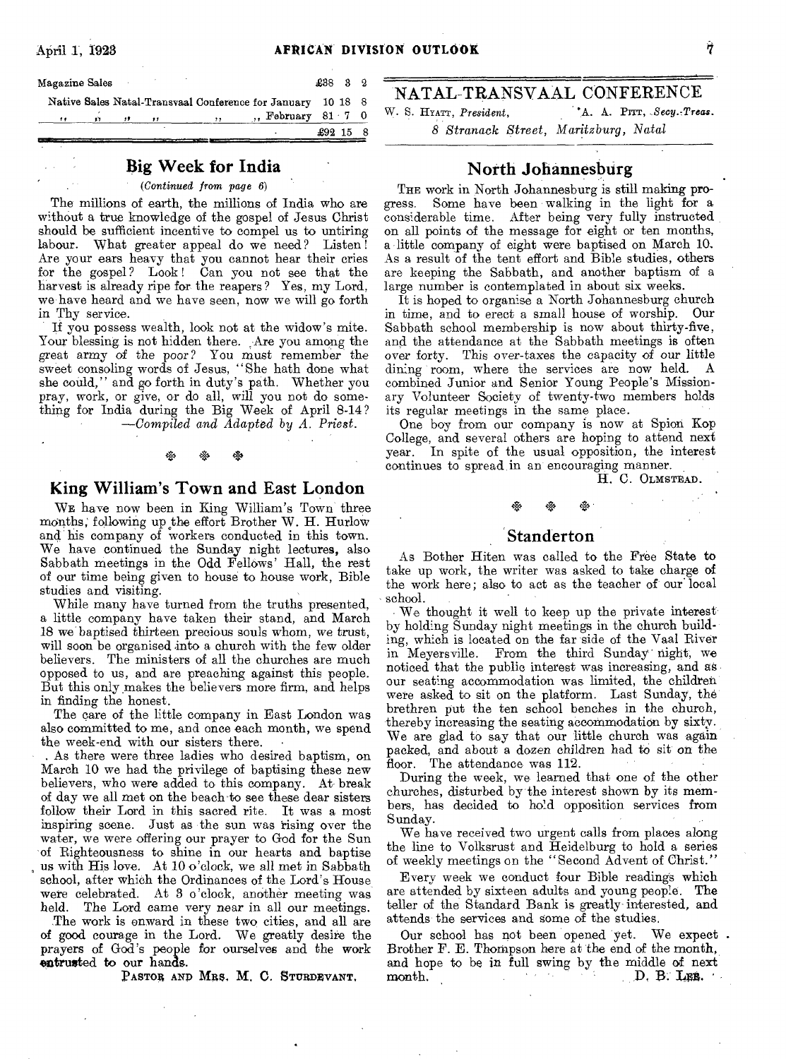| Magazine Sales | | | | £38 | 3 | 2 |
|---|---|---|---|---|---|---|
| Native Sales Natal-Transvaal Conference for January | | | | 10 | 18 | 8 |
| " " " " | | | " February | 81 | 7 | 0 |
| | | | | £92 | 15 | 8 |

## Big Week for India

*(Continued from page 6)*

The millions of earth, the millions of India who are without a true knowledge of the gospel of Jesus Christ should be sufficient incentive to compel us to untiring labour. What greater appeal do we need? Listen! Are your ears heavy that you cannot hear their cries for the gospel? Look! Can you not see that the harvest is already ripe for the reapers? Yes, my Lord, we have heard and we have seen, now we will go forth in Thy service.

If you possess wealth, look not at the widow's mite. Your blessing is not hidden there. Are you among the great army of the poor? You must remember the sweet consoling words of Jesus, "She hath done what she could," and go forth in duty's path. Whether you pray, work, or give, or do all, will you not do something for India during the Big Week of April 8-14?

—*Compiled and Adapted by A. Priest.*

## King William's Town and East London

We have now been in King William's Town three months, following up the effort Brother W. H. Hurlow and his company of workers conducted in this town. We have continued the Sunday night lectures, also Sabbath meetings in the Odd Fellows' Hall, the rest of our time being given to house to house work, Bible studies and visiting.

While many have turned from the truths presented, a little company have taken their stand, and March 18 we baptised thirteen precious souls whom, we trust, will soon be organised into a church with the few older believers. The ministers of all the churches are much opposed to us, and are preaching against this people. But this only makes the believers more firm, and helps in finding the honest.

The care of the little company in East London was also committed to me, and once each month, we spend the week-end with our sisters there.

As there were three ladies who desired baptism, on March 10 we had the privilege of baptising these new believers, who were added to this company. At break of day we all met on the beach to see these dear sisters follow their Lord in this sacred rite. It was a most inspiring scene. Just as the sun was rising over the water, we were offering our prayer to God for the Sun of Righteousness to shine in our hearts and baptise us with His love. At 10 o'clock, we all met in Sabbath school, after which the Ordinances of the Lord's House were celebrated. At 3 o'clock, another meeting was held. The Lord came very near in all our meetings.

The work is onward in these two cities, and all are of good courage in the Lord. We greatly desire the prayers of God's people for ourselves and the work entrusted to our hands.

Pastor and Mrs. M. C. Sturdevant.

# NATAL-TRANSVAAL CONFERENCE

W. S. Hyatt, *President*, A. A. Pitt, *Secy.-Treas.*

*8 Stranack Street, Maritzburg, Natal*

## North Johannesburg

The work in North Johannesburg is still making progress. Some have been walking in the light for a considerable time. After being very fully instructed on all points of the message for eight or ten months, a little company of eight were baptised on March 10. As a result of the tent effort and Bible studies, others are keeping the Sabbath, and another baptism of a large number is contemplated in about six weeks.

It is hoped to organise a North Johannesburg church in time, and to erect a small house of worship. Our Sabbath school membership is now about thirty-five, and the attendance at the Sabbath meetings is often over forty. This over-taxes the capacity of our little dining room, where the services are now held. A combined Junior and Senior Young People's Missionary Volunteer Society of twenty-two members holds its regular meetings in the same place.

One boy from our company is now at Spion Kop College, and several others are hoping to attend next year. In spite of the usual opposition, the interest continues to spread in an encouraging manner.

H. C. Olmstead.

## Standerton

As Bother Hiten was called to the Free State to take up work, the writer was asked to take charge of the work here; also to act as the teacher of our local school.

We thought it well to keep up the private interest by holding Sunday night meetings in the church building, which is located on the far side of the Vaal River in Meyersville. From the third Sunday night, we noticed that the public interest was increasing, and as our seating accommodation was limited, the children were asked to sit on the platform. Last Sunday, the brethren put the ten school benches in the church, thereby increasing the seating accommodation by sixty. We are glad to say that our little church was again packed, and about a dozen children had to sit on the floor. The attendance was 112.

During the week, we learned that one of the other churches, disturbed by the interest shown by its members, has decided to hold opposition services from Sunday.

We have received two urgent calls from places along the line to Volksrust and Heidelburg to hold a series of weekly meetings on the "Second Advent of Christ."

Every week we conduct four Bible readings which are attended by sixteen adults and young people. The teller of the Standard Bank is greatly interested, and attends the services and some of the studies.

Our school has not been opened yet. We expect Brother F. E. Thompson here at the end of the month, and hope to be in full swing by the middle of next month.

D. B. Lee.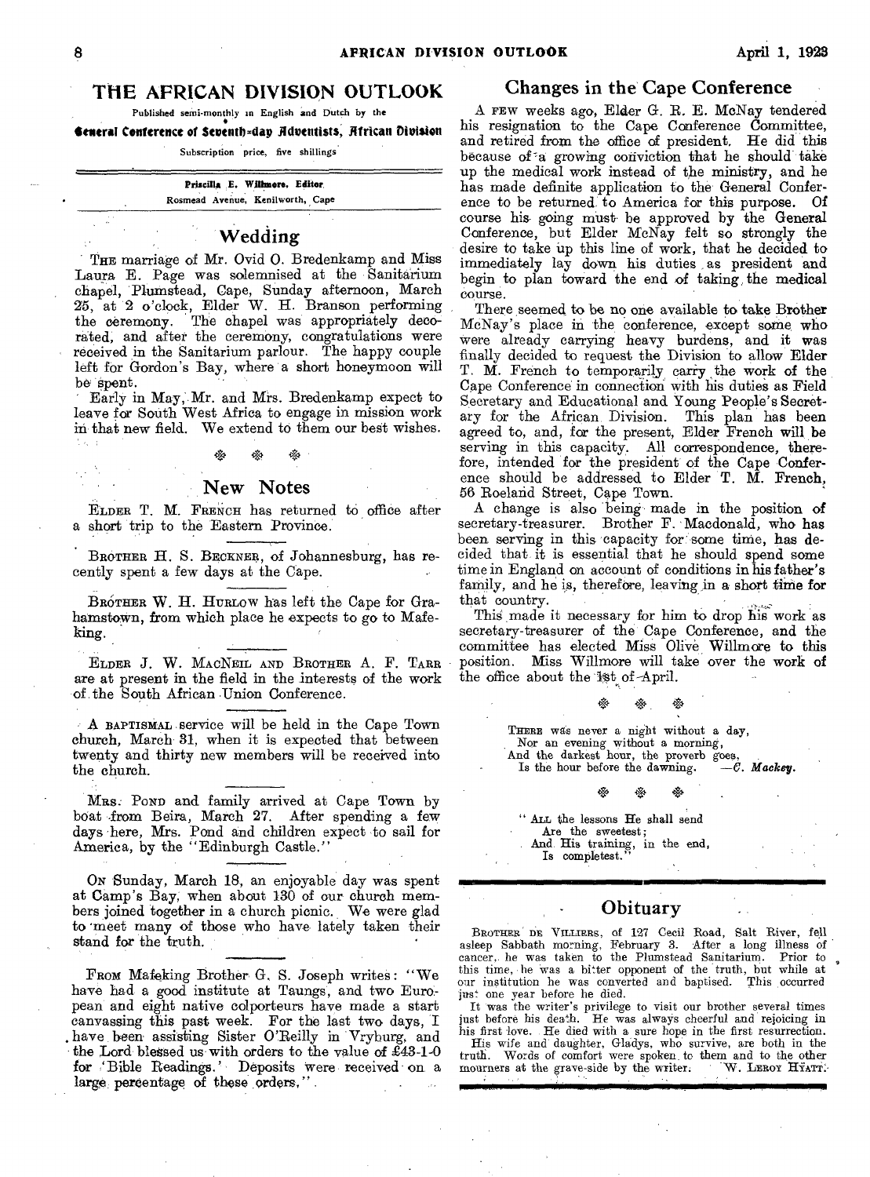# THE AFRICAN DIVISION OUTLOOK

Published semi-monthly in English and Dutch by the

**General Conference of Seventh-day Adventists, African Division**

Subscription price, five shillings

**Priscilla E. Willmore, Editor**
Rosmead Avenue, Kenilworth, Cape

## Wedding

THE marriage of Mr. Ovid O. Bredenkamp and Miss Laura E. Page was solemnised at the Sanitarium chapel, Plumstead, Cape, Sunday afternoon, March 25, at 2 o'clock, Elder W. H. Branson performing the ceremony. The chapel was appropriately decorated, and after the ceremony, congratulations were received in the Sanitarium parlour. The happy couple left for Gordon's Bay, where a short honeymoon will be spent.

Early in May, Mr. and Mrs. Bredenkamp expect to leave for South West Africa to engage in mission work in that new field. We extend to them our best wishes.

## New Notes

ELDER T. M. FRENCH has returned to office after a short trip to the Eastern Province.

BROTHER H. S. BECKNER, of Johannesburg, has recently spent a few days at the Cape.

BROTHER W. H. HURLOW has left the Cape for Grahamstown, from which place he expects to go to Mafeking.

ELDER J. W. MACNEIL AND BROTHER A. F. TARR are at present in the field in the interests of the work of the South African Union Conference.

A BAPTISMAL service will be held in the Cape Town church, March 31, when it is expected that between twenty and thirty new members will be received into the church.

MRS. POND and family arrived at Cape Town by boat from Beira, March 27. After spending a few days here, Mrs. Pond and children expect to sail for America, by the "Edinburgh Castle."

ON Sunday, March 18, an enjoyable day was spent at Camp's Bay, when about 130 of our church members joined together in a church picnic. We were glad to meet many of those who have lately taken their stand for the truth.

FROM Mafeking Brother G. S. Joseph writes: "We have had a good institute at Taungs, and two European and eight native colporteurs have made a start canvassing this past week. For the last two days, I have been assisting Sister O'Reilly in Vryburg, and the Lord blessed us with orders to the value of £43-1-0 for 'Bible Readings.' Deposits were received on a large percentage of these orders."

## Changes in the Cape Conference

A FEW weeks ago, Elder G. R. E. McNay tendered his resignation to the Cape Conference Committee, and retired from the office of president. He did this because of a growing conviction that he should take up the medical work instead of the ministry, and he has made definite application to the General Conference to be returned to America for this purpose. Of course his going must be approved by the General Conference, but Elder McNay felt so strongly the desire to take up this line of work, that he decided to immediately lay down his duties as president and begin to plan toward the end of taking the medical course.

There seemed to be no one available to take Brother McNay's place in the conference, except some who were already carrying heavy burdens, and it was finally decided to request the Division to allow Elder T. M. French to temporarily carry the work of the Cape Conference in connection with his duties as Field Secretary and Educational and Young People's Secretary for the African Division. This plan has been agreed to, and, for the present, Elder French will be serving in this capacity. All correspondence, therefore, intended for the president of the Cape Conference should be addressed to Elder T. M. French, 56 Roeland Street, Cape Town.

A change is also being made in the position of secretary-treasurer. Brother F. Macdonald, who has been serving in this capacity for some time, has decided that it is essential that he should spend some time in England on account of conditions in his father's family, and he is, therefore, leaving in a short time for that country.

This made it necessary for him to drop his work as secretary-treasurer of the Cape Conference, and the committee has elected Miss Olive Willmore to this position. Miss Willmore will take over the work of the office about the 1st of April.

THERE was never a night without a day,
Nor an evening without a morning,
And the darkest hour, the proverb goes,
Is the hour before the dawning. —*C. Mackey.*

"ALL the lessons He shall send
Are the sweetest;
And His training, in the end,
Is completest."

## Obituary

BROTHER DE VILLIERS, of 127 Cecil Road, Salt River, fell asleep Sabbath morning, February 3. After a long illness of cancer, he was taken to the Plumstead Sanitarium. Prior to this time, he was a bitter opponent of the truth, but while at our institution he was converted and baptised. This occurred just one year before he died.

It was the writer's privilege to visit our brother several times just before his death. He was always cheerful and rejoicing in his first love. He died with a sure hope in the first resurrection.

His wife and daughter, Gladys, who survive, are both in the truth. Words of comfort were spoken to them and to the other mourners at the grave-side by the writer. W. LEROY HYATT.